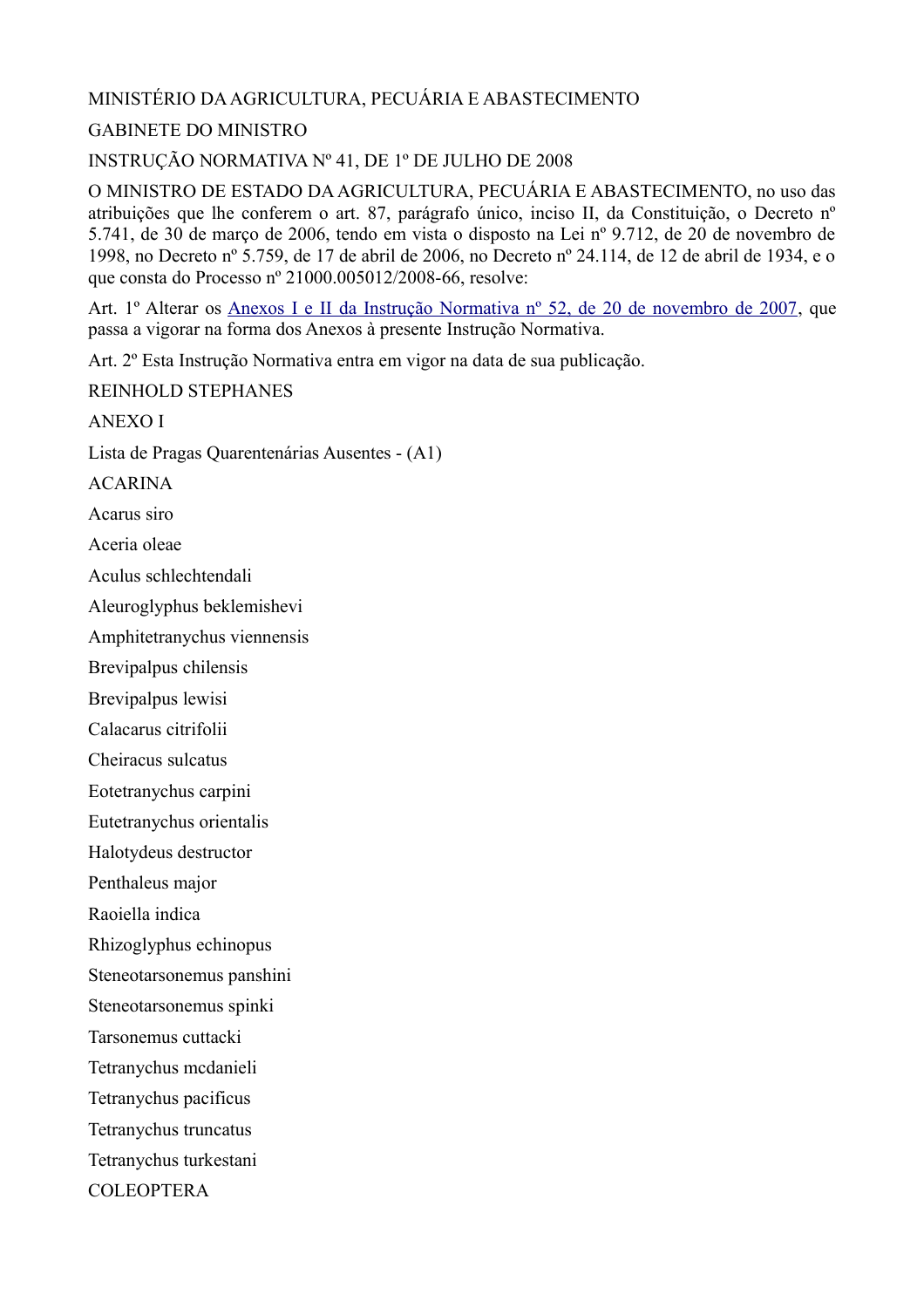MINISTÉRIO DA AGRICULTURA, PECUÁRIA E ABASTECIMENTO

GABINETE DO MINISTRO

INSTRUÇÃO NORMATIVA Nº 41, DE 1º DE JULHO DE 2008

O MINISTRO DE ESTADO DA AGRICULTURA, PECUÁRIA E ABASTECIMENTO, no uso das atribuições que lhe conferem o art. 87, parágrafo único, inciso II, da Constituição, o Decreto nº 5.741, de 30 de março de 2006, tendo em vista o disposto na Lei nº 9.712, de 20 de novembro de 1998, no Decreto nº 5.759, de 17 de abril de 2006, no Decreto nº 24.114, de 12 de abril de 1934, e o que consta do Processo nº 21000.005012/2008-66, resolve:

Art. 1º Alterar os Anexos I e II da Instrução Normativa nº 52, de 20 de novembro de 2007, que passa a vigorar na forma dos Anexos à presente Instrução Normativa.

Art. 2º Esta Instrução Normativa entra em vigor na data de sua publicação.

REINHOLD STEPHANES

ANEXO I

Lista de Pragas Quarentenárias Ausentes - (A1)

ACARINA

Acarus siro

Aceria oleae

Aculus schlechtendali

Aleuroglyphus beklemishevi

Amphitetranychus viennensis

Brevipalpus chilensis

Brevipalpus lewisi

Calacarus citrifolii

Cheiracus sulcatus

Eotetranychus carpini

Eutetranychus orientalis

Halotydeus destructor

Penthaleus major

Raoiella indica

Rhizoglyphus echinopus

Steneotarsonemus panshini

Steneotarsonemus spinki

Tarsonemus cuttacki

Tetranychus mcdanieli

Tetranychus pacificus

Tetranychus truncatus

Tetranychus turkestani

COLEOPTERA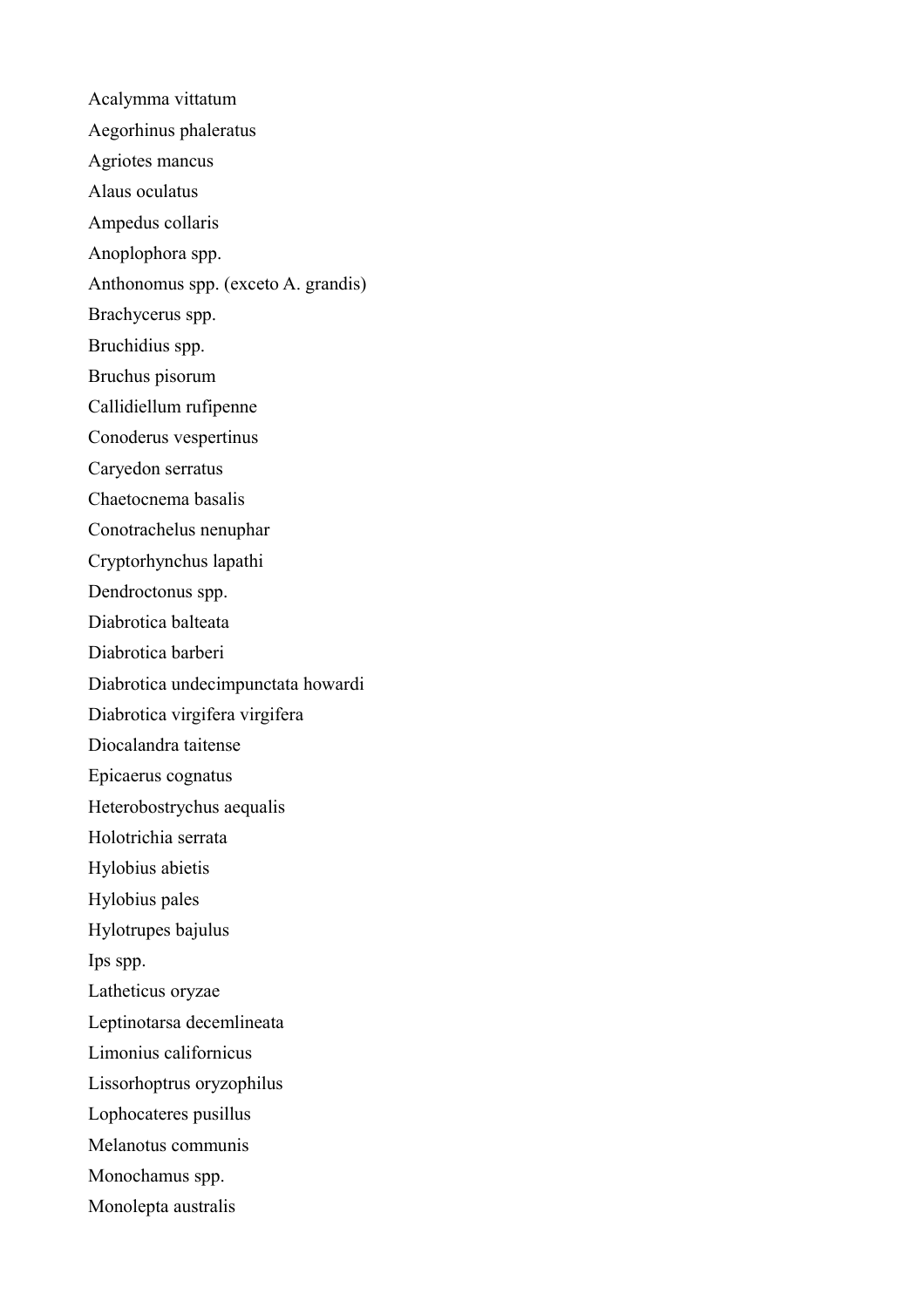Acalymma vittatum

Aegorhinus phaleratus

Agriotes mancus

Alaus oculatus

Ampedus collaris

Anoplophora spp.

Anthonomus spp. (exceto A. grandis)

Brachycerus spp.

Bruchidius spp.

Bruchus pisorum

Callidiellum rufipenne

Conoderus vespertinus

Caryedon serratus

Chaetocnema basalis

Conotrachelus nenuphar

Cryptorhynchus lapathi

Dendroctonus spp.

Diabrotica balteata

Diabrotica barberi

Diabrotica undecimpunctata howardi

Diabrotica virgifera virgifera

Diocalandra taitense

Epicaerus cognatus

Heterobostrychus aequalis

Holotrichia serrata

Hylobius abietis

Hylobius pales

Hylotrupes bajulus

Ips spp.

Latheticus oryzae

Leptinotarsa decemlineata

Limonius californicus

Lissorhoptrus oryzophilus

Lophocateres pusillus

Melanotus communis

Monochamus spp.

Monolepta australis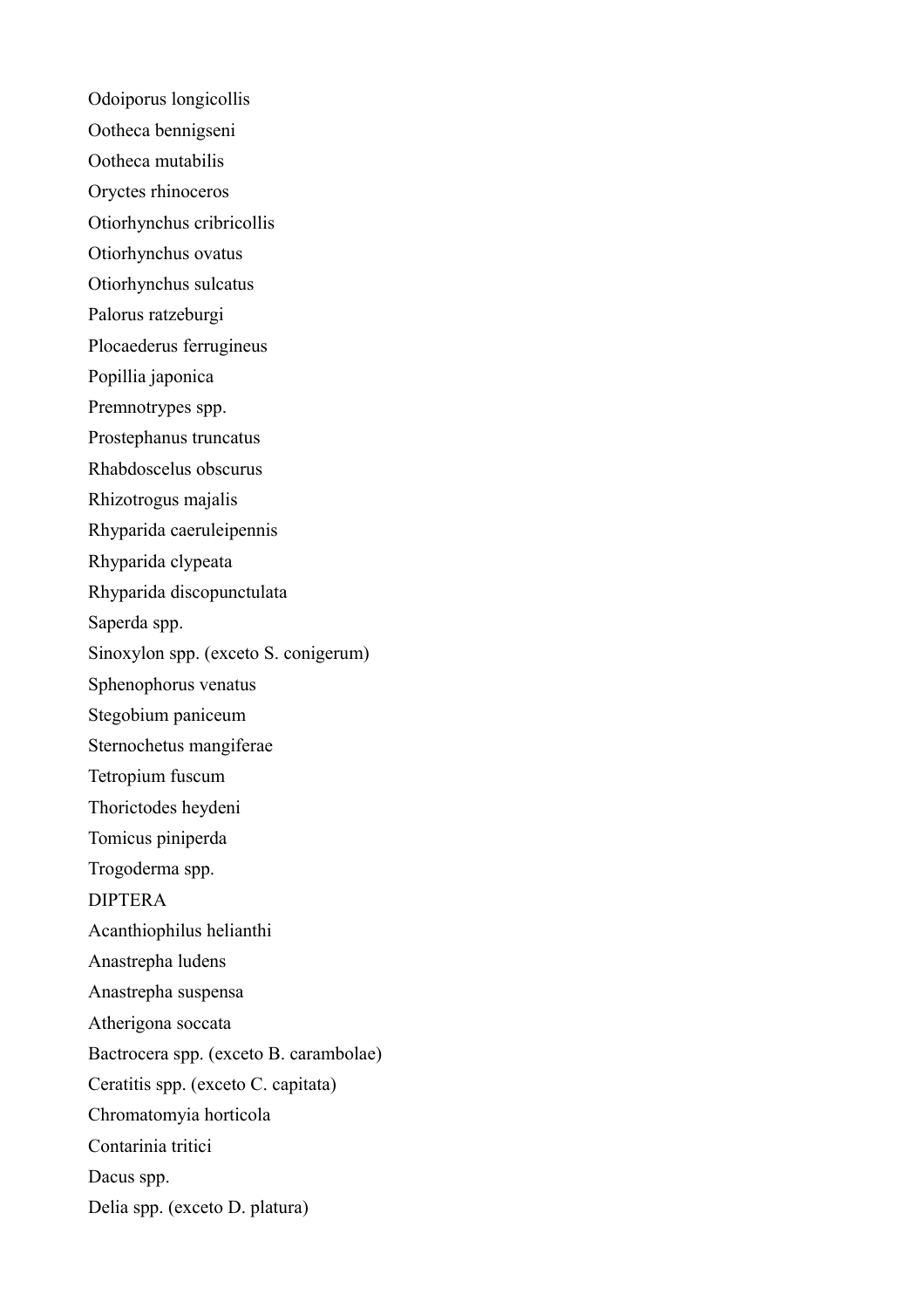Odoiporus longicollis

Ootheca bennigseni

Ootheca mutabilis

Oryctes rhinoceros

Otiorhynchus cribricollis

Otiorhynchus ovatus

Otiorhynchus sulcatus

Palorus ratzeburgi

Plocaederus ferrugineus

Popillia japonica

Premnotrypes spp.

Prostephanus truncatus

Rhabdoscelus obscurus

Rhizotrogus majalis

Rhyparida caeruleipennis

Rhyparida clypeata

Rhyparida discopunctulata

Saperda spp.

Sinoxylon spp. (exceto S. conigerum)

Sphenophorus venatus

Stegobium paniceum

Sternochetus mangiferae

Tetropium fuscum

Thorictodes heydeni

Tomicus piniperda

Trogoderma spp.

DIPTERA

Acanthiophilus helianthi

Anastrepha ludens

Anastrepha suspensa

Atherigona soccata

Bactrocera spp. (exceto B. carambolae)

Ceratitis spp. (exceto C. capitata)

Chromatomyia horticola

Contarinia tritici

Dacus spp.

Delia spp. (exceto D. platura)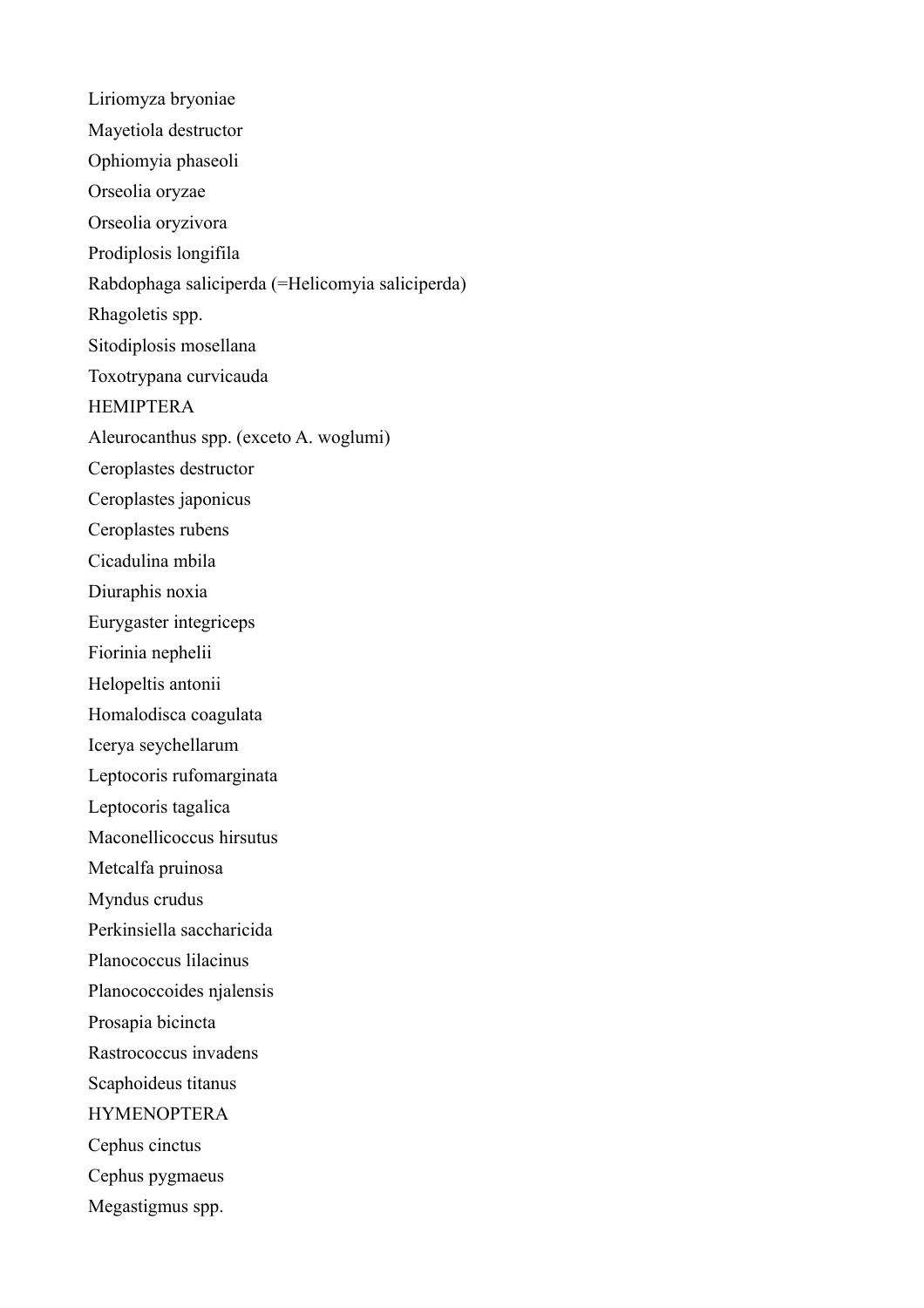Liriomyza bryoniae

Mayetiola destructor

Ophiomyia phaseoli

Orseolia oryzae

Orseolia oryzivora

Prodiplosis longifila

Rabdophaga saliciperda (=Helicomyia saliciperda)

Rhagoletis spp.

Sitodiplosis mosellana

Toxotrypana curvicauda

HEMIPTERA

Aleurocanthus spp. (exceto A. woglumi)

Ceroplastes destructor

Ceroplastes japonicus

Ceroplastes rubens

Cicadulina mbila

Diuraphis noxia

Eurygaster integriceps

Fiorinia nephelii

Helopeltis antonii

Homalodisca coagulata

Icerya seychellarum

Leptocoris rufomarginata

Leptocoris tagalica

Maconellicoccus hirsutus

Metcalfa pruinosa

Myndus crudus

Perkinsiella saccharicida

Planococcus lilacinus

Planococcoides njalensis

Prosapia bicincta

Rastrococcus invadens

Scaphoideus titanus

HYMENOPTERA

Cephus cinctus

Cephus pygmaeus

Megastigmus spp.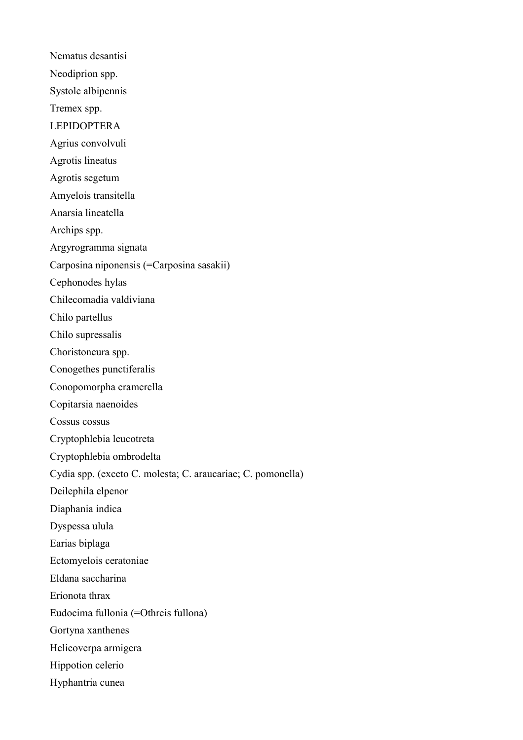Nematus desantisi

Neodiprion spp.

Systole albipennis

Tremex spp.

LEPIDOPTERA

Agrius convolvuli

Agrotis lineatus

Agrotis segetum

Amyelois transitella

Anarsia lineatella

Archips spp.

Argyrogramma signata

Carposina niponensis (=Carposina sasakii)

Cephonodes hylas

Chilecomadia valdiviana

Chilo partellus

Chilo supressalis

Choristoneura spp.

Conogethes punctiferalis

Conopomorpha cramerella

Copitarsia naenoides

Cossus cossus

Cryptophlebia leucotreta

Cryptophlebia ombrodelta

Cydia spp. (exceto C. molesta; C. araucariae; C. pomonella)

Deilephila elpenor

Diaphania indica

Dyspessa ulula

Earias biplaga

Ectomyelois ceratoniae

Eldana saccharina

Erionota thrax

Eudocima fullonia (=Othreis fullona)

Gortyna xanthenes

Helicoverpa armigera

Hippotion celerio

Hyphantria cunea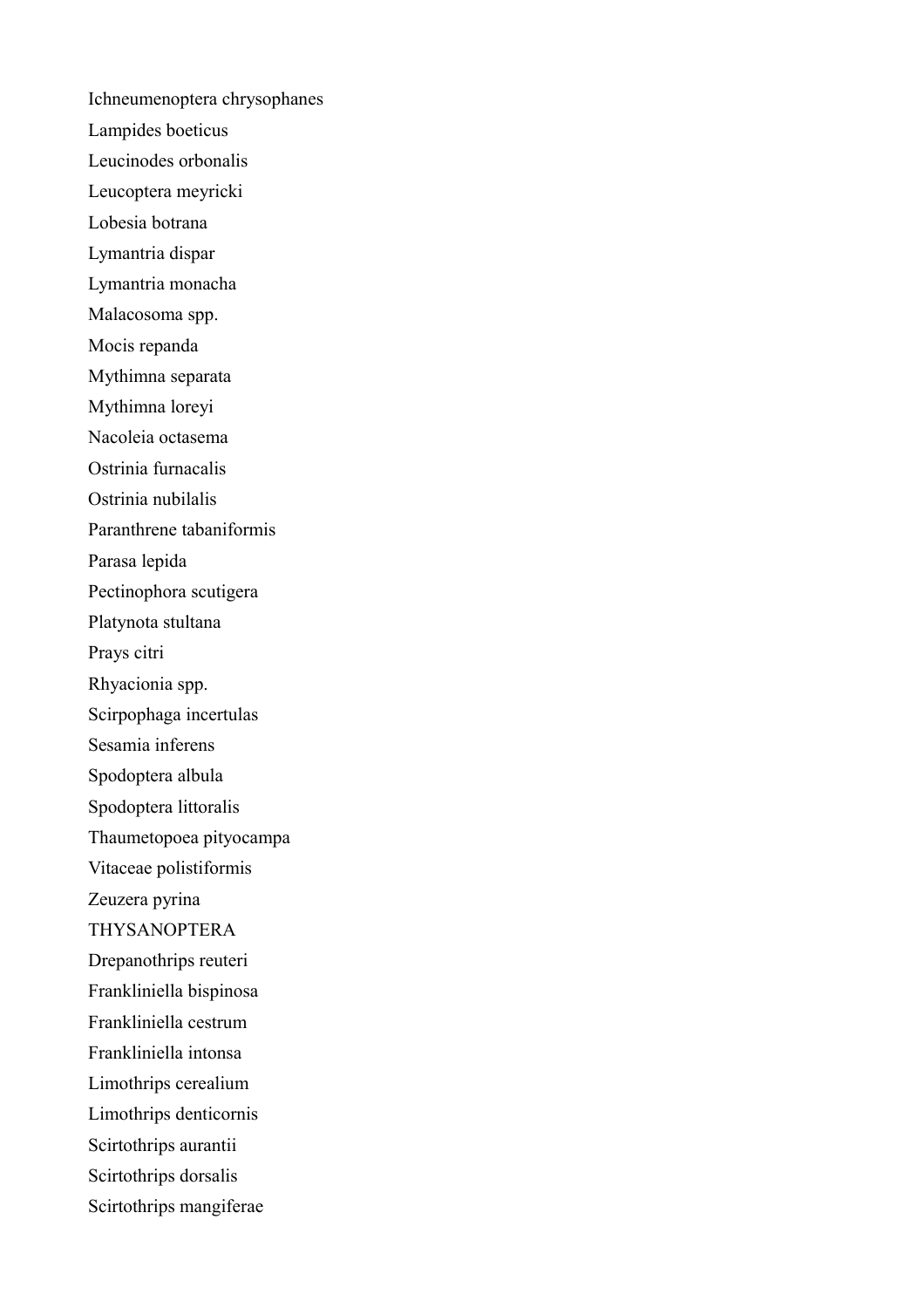Ichneumenoptera chrysophanes

Lampides boeticus

Leucinodes orbonalis

Leucoptera meyricki

Lobesia botrana

Lymantria dispar

Lymantria monacha

Malacosoma spp.

Mocis repanda

Mythimna separata

Mythimna loreyi

Nacoleia octasema

Ostrinia furnacalis

Ostrinia nubilalis

Paranthrene tabaniformis

Parasa lepida

Pectinophora scutigera

Platynota stultana

Prays citri

Rhyacionia spp.

Scirpophaga incertulas

Sesamia inferens

Spodoptera albula

Spodoptera littoralis

Thaumetopoea pityocampa

Vitaceae polistiformis

Zeuzera pyrina

THYSANOPTERA

Drepanothrips reuteri

Frankliniella bispinosa

Frankliniella cestrum

Frankliniella intonsa

Limothrips cerealium

Limothrips denticornis

Scirtothrips aurantii

Scirtothrips dorsalis

Scirtothrips mangiferae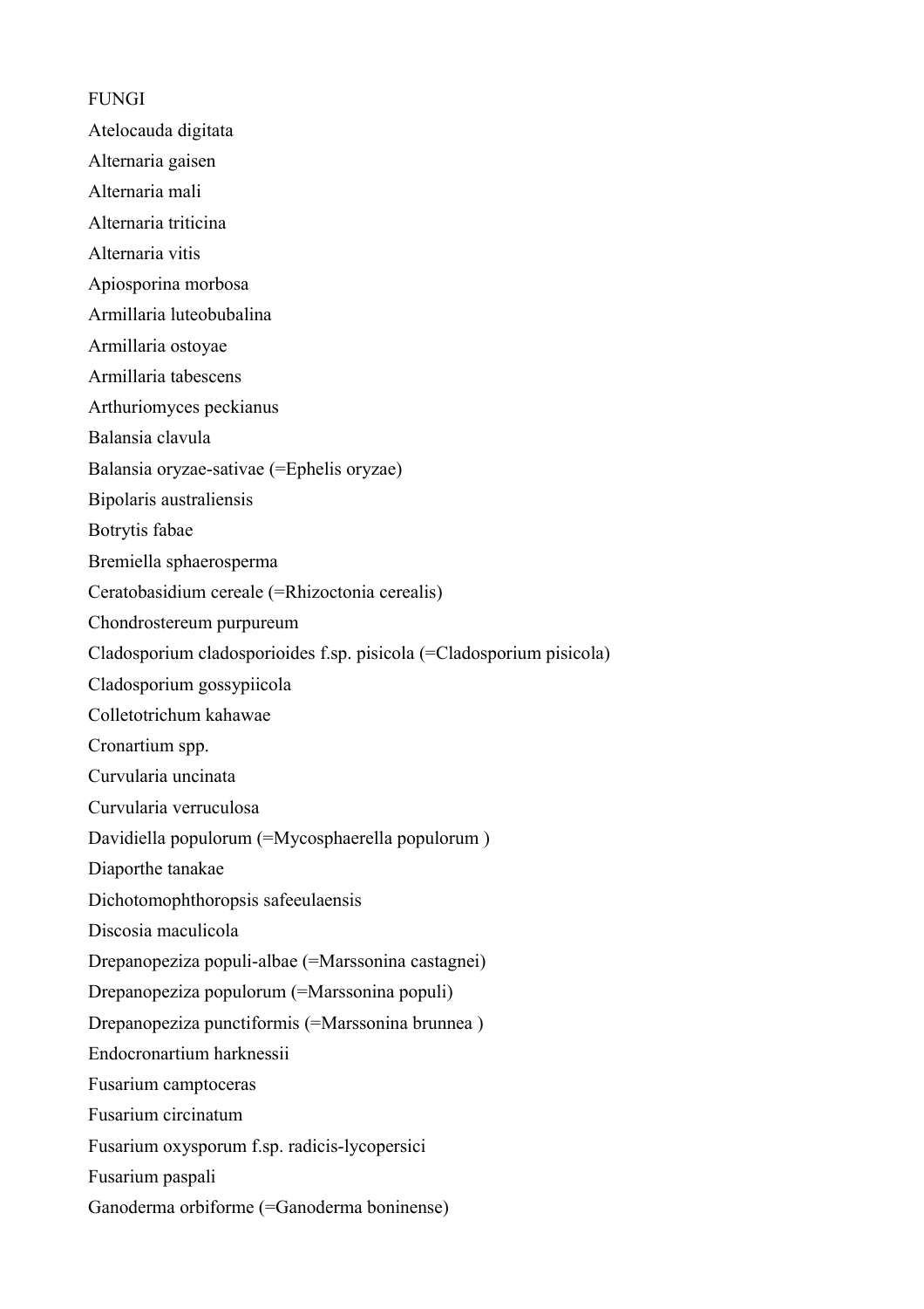FUNGI

Atelocauda digitata

Alternaria gaisen

Alternaria mali

Alternaria triticina

Alternaria vitis

Apiosporina morbosa

Armillaria luteobubalina

Armillaria ostoyae

Armillaria tabescens

Arthuriomyces peckianus

Balansia clavula

Balansia oryzae-sativae (=Ephelis oryzae)

Bipolaris australiensis

Botrytis fabae

Bremiella sphaerosperma

Ceratobasidium cereale (=Rhizoctonia cerealis)

Chondrostereum purpureum

Cladosporium cladosporioides f.sp. pisicola (=Cladosporium pisicola)

Cladosporium gossypiicola

Colletotrichum kahawae

Cronartium spp.

Curvularia uncinata

Curvularia verruculosa

Davidiella populorum (=Mycosphaerella populorum )

Diaporthe tanakae

Dichotomophthoropsis safeeulaensis

Discosia maculicola

Drepanopeziza populi-albae (=Marssonina castagnei)

Drepanopeziza populorum (=Marssonina populi)

Drepanopeziza punctiformis (=Marssonina brunnea )

Endocronartium harknessii

Fusarium camptoceras

Fusarium circinatum

Fusarium oxysporum f.sp. radicis-lycopersici

Fusarium paspali

Ganoderma orbiforme (=Ganoderma boninense)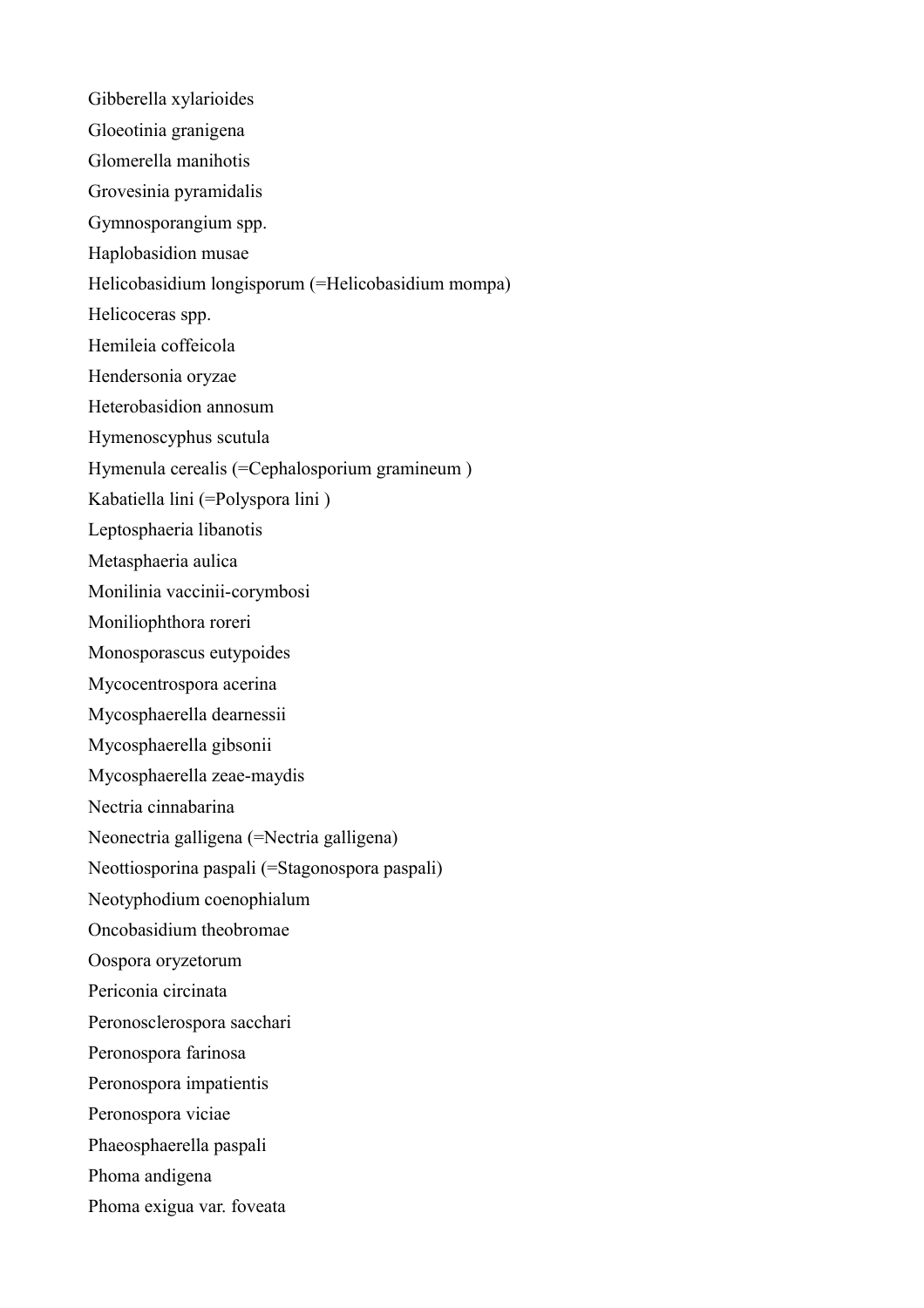Gibberella xylarioides

Gloeotinia granigena

Glomerella manihotis

Grovesinia pyramidalis

Gymnosporangium spp.

Haplobasidion musae

Helicobasidium longisporum (=Helicobasidium mompa)

Helicoceras spp.

Hemileia coffeicola

Hendersonia oryzae

Heterobasidion annosum

Hymenoscyphus scutula

Hymenula cerealis (=Cephalosporium gramineum )

Kabatiella lini (=Polyspora lini )

Leptosphaeria libanotis

Metasphaeria aulica

Monilinia vaccinii-corymbosi

Moniliophthora roreri

Monosporascus eutypoides

Mycocentrospora acerina

Mycosphaerella dearnessii

Mycosphaerella gibsonii

Mycosphaerella zeae-maydis

Nectria cinnabarina

Neonectria galligena (=Nectria galligena)

Neottiosporina paspali (=Stagonospora paspali)

Neotyphodium coenophialum

Oncobasidium theobromae

Oospora oryzetorum

Periconia circinata

Peronosclerospora sacchari

Peronospora farinosa

Peronospora impatientis

Peronospora viciae

Phaeosphaerella paspali

Phoma andigena

Phoma exigua var. foveata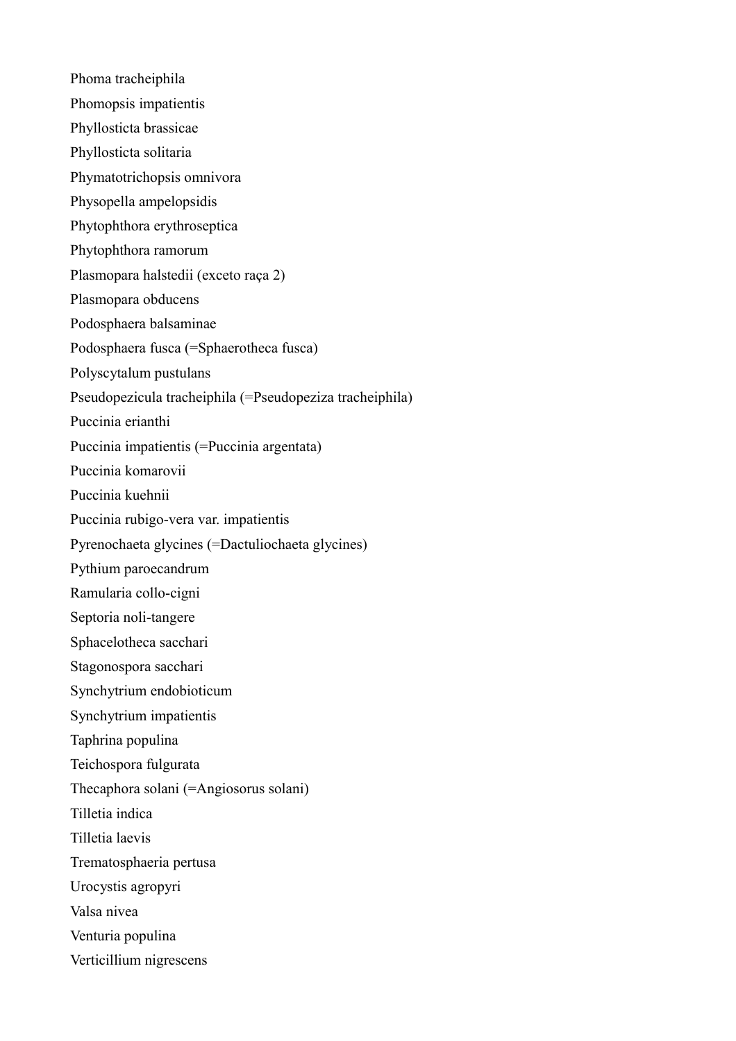Phoma tracheiphila

Phomopsis impatientis

Phyllosticta brassicae

Phyllosticta solitaria

Phymatotrichopsis omnivora

Physopella ampelopsidis

Phytophthora erythroseptica

Phytophthora ramorum

Plasmopara halstedii (exceto raça 2)

Plasmopara obducens

Podosphaera balsaminae

Podosphaera fusca (=Sphaerotheca fusca)

Polyscytalum pustulans

Pseudopezicula tracheiphila (=Pseudopeziza tracheiphila)

Puccinia erianthi

Puccinia impatientis (=Puccinia argentata)

Puccinia komarovii

Puccinia kuehnii

Puccinia rubigo-vera var. impatientis

Pyrenochaeta glycines (=Dactuliochaeta glycines)

Pythium paroecandrum

Ramularia collo-cigni

Septoria noli-tangere

Sphacelotheca sacchari

Stagonospora sacchari

Synchytrium endobioticum

Synchytrium impatientis

Taphrina populina

Teichospora fulgurata

Thecaphora solani (=Angiosorus solani)

Tilletia indica

Tilletia laevis

Trematosphaeria pertusa

Urocystis agropyri

Valsa nivea

Venturia populina

Verticillium nigrescens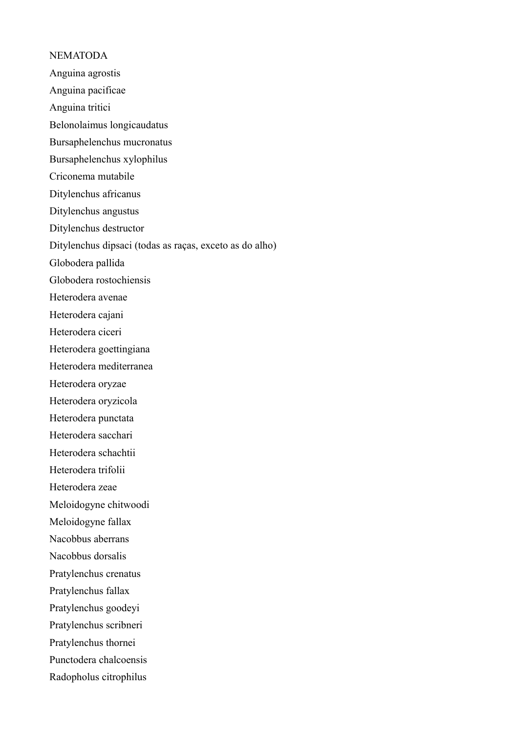NEMATODA

Anguina agrostis

Anguina pacificae

Anguina tritici

Belonolaimus longicaudatus

Bursaphelenchus mucronatus

Bursaphelenchus xylophilus

Criconema mutabile

Ditylenchus africanus

Ditylenchus angustus

Ditylenchus destructor

Ditylenchus dipsaci (todas as raças, exceto as do alho)

Globodera pallida

Globodera rostochiensis

Heterodera avenae

Heterodera cajani

Heterodera ciceri

Heterodera goettingiana

Heterodera mediterranea

Heterodera oryzae

Heterodera oryzicola

Heterodera punctata

Heterodera sacchari

Heterodera schachtii

Heterodera trifolii

Heterodera zeae

Meloidogyne chitwoodi

Meloidogyne fallax

Nacobbus aberrans

Nacobbus dorsalis

Pratylenchus crenatus

Pratylenchus fallax

Pratylenchus goodeyi

Pratylenchus scribneri

Pratylenchus thornei

Punctodera chalcoensis

Radopholus citrophilus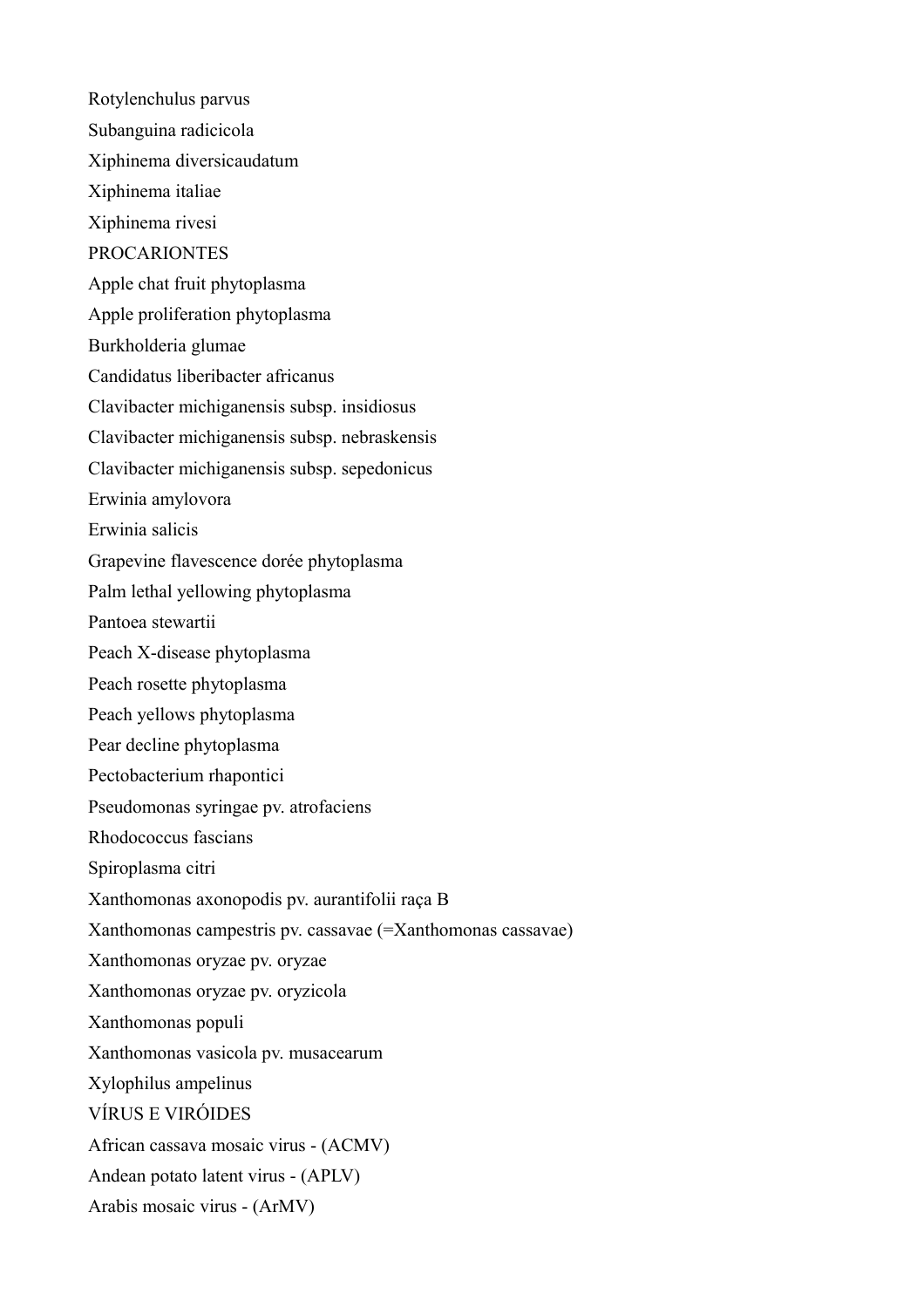Rotylenchulus parvus

Subanguina radicicola

Xiphinema diversicaudatum

Xiphinema italiae

Xiphinema rivesi

PROCARIONTES

Apple chat fruit phytoplasma

Apple proliferation phytoplasma

Burkholderia glumae

Candidatus liberibacter africanus

Clavibacter michiganensis subsp. insidiosus

Clavibacter michiganensis subsp. nebraskensis

Clavibacter michiganensis subsp. sepedonicus

Erwinia amylovora

Erwinia salicis

Grapevine flavescence dorée phytoplasma

Palm lethal yellowing phytoplasma

Pantoea stewartii

Peach X-disease phytoplasma

Peach rosette phytoplasma

Peach yellows phytoplasma

Pear decline phytoplasma

Pectobacterium rhapontici

Pseudomonas syringae pv. atrofaciens

Rhodococcus fascians

Spiroplasma citri

Xanthomonas axonopodis pv. aurantifolii raça B

Xanthomonas campestris pv. cassavae (=Xanthomonas cassavae)

Xanthomonas oryzae pv. oryzae

Xanthomonas oryzae pv. oryzicola

Xanthomonas populi

Xanthomonas vasicola pv. musacearum

Xylophilus ampelinus

VÍRUS E VIRÓIDES

African cassava mosaic virus - (ACMV)

Andean potato latent virus - (APLV)

Arabis mosaic virus - (ArMV)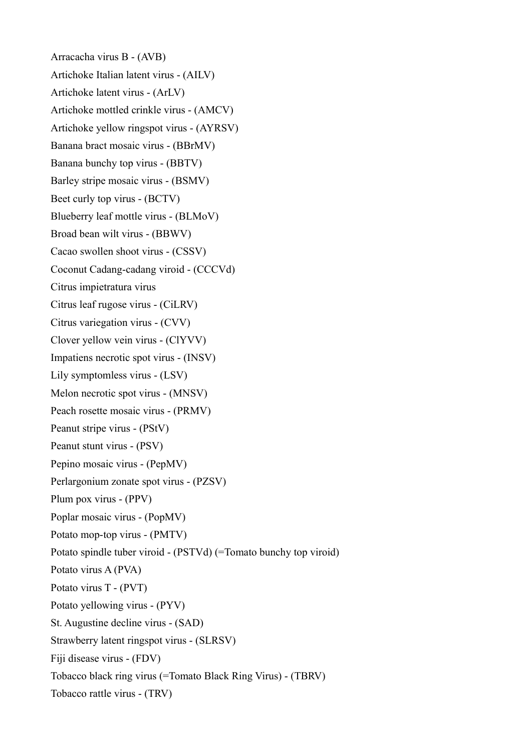Arracacha virus B - (AVB)

Artichoke Italian latent virus - (AILV)

Artichoke latent virus - (ArLV)

Artichoke mottled crinkle virus - (AMCV)

Artichoke yellow ringspot virus - (AYRSV)

Banana bract mosaic virus - (BBrMV)

Banana bunchy top virus - (BBTV)

Barley stripe mosaic virus - (BSMV)

Beet curly top virus - (BCTV)

Blueberry leaf mottle virus - (BLMoV)

Broad bean wilt virus - (BBWV)

Cacao swollen shoot virus - (CSSV)

Coconut Cadang-cadang viroid - (CCCVd)

Citrus impietratura virus

Citrus leaf rugose virus - (CiLRV)

Citrus variegation virus - (CVV)

Clover yellow vein virus - (ClYVV)

Impatiens necrotic spot virus - (INSV)

Lily symptomless virus - (LSV)

Melon necrotic spot virus - (MNSV)

Peach rosette mosaic virus - (PRMV)

Peanut stripe virus - (PStV)

Peanut stunt virus - (PSV)

Pepino mosaic virus - (PepMV)

Perlargonium zonate spot virus - (PZSV)

Plum pox virus - (PPV)

Poplar mosaic virus - (PopMV)

Potato mop-top virus - (PMTV)

Potato spindle tuber viroid - (PSTVd) (=Tomato bunchy top viroid)

Potato virus A (PVA)

Potato virus T - (PVT)

Potato yellowing virus - (PYV)

St. Augustine decline virus - (SAD)

Strawberry latent ringspot virus - (SLRSV)

Fiji disease virus - (FDV)

Tobacco black ring virus (=Tomato Black Ring Virus) - (TBRV)

Tobacco rattle virus - (TRV)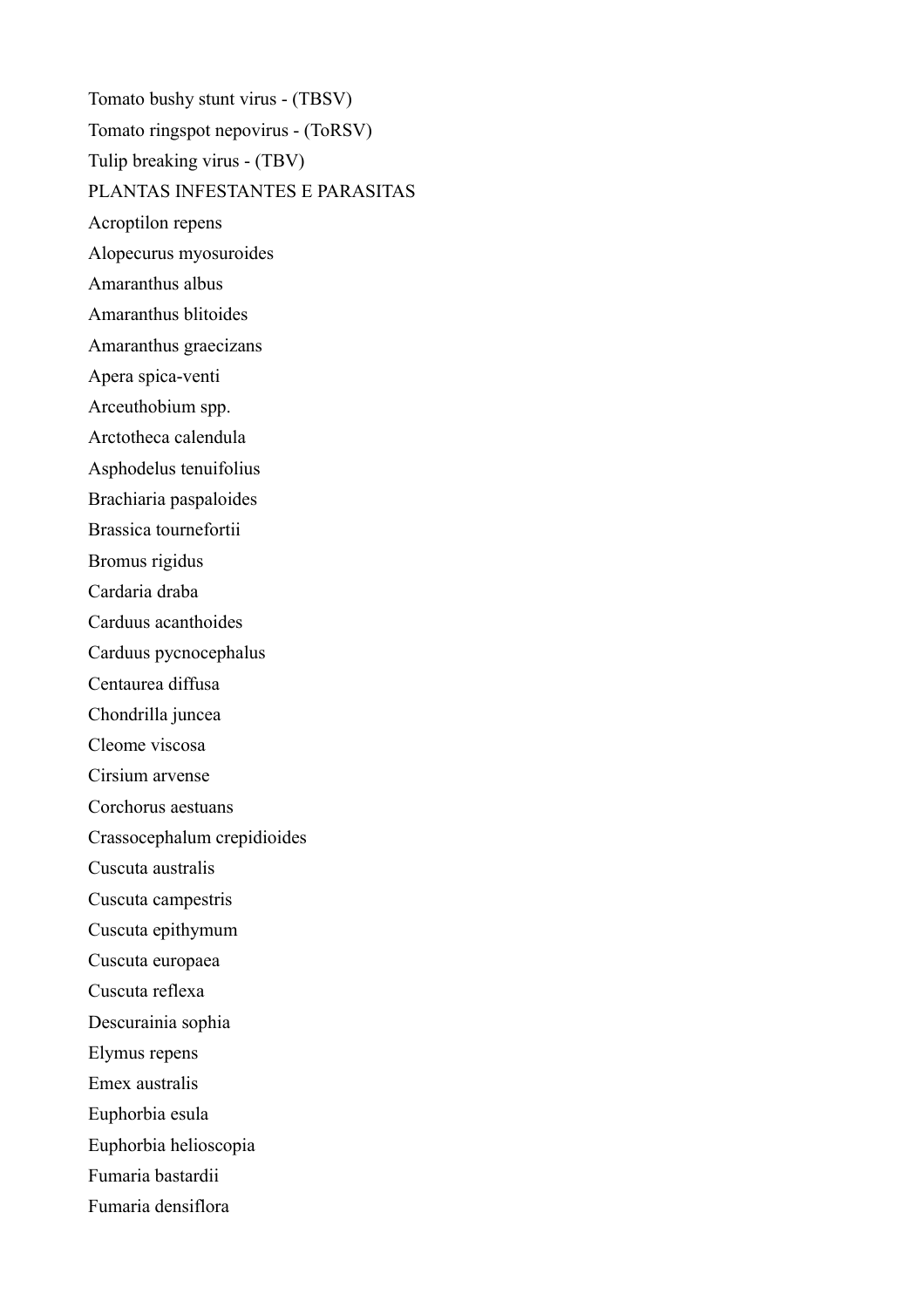Tomato bushy stunt virus - (TBSV)

Tomato ringspot nepovirus - (ToRSV)

Tulip breaking virus - (TBV)

PLANTAS INFESTANTES E PARASITAS

Acroptilon repens

Alopecurus myosuroides

Amaranthus albus

Amaranthus blitoides

Amaranthus graecizans

Apera spica-venti

Arceuthobium spp.

Arctotheca calendula

Asphodelus tenuifolius

Brachiaria paspaloides

Brassica tournefortii

Bromus rigidus

Cardaria draba

Carduus acanthoides

Carduus pycnocephalus

Centaurea diffusa

Chondrilla juncea

Cleome viscosa

Cirsium arvense

Corchorus aestuans

Crassocephalum crepidioides

Cuscuta australis

Cuscuta campestris

Cuscuta epithymum

Cuscuta europaea

Cuscuta reflexa

Descurainia sophia

Elymus repens

Emex australis

Euphorbia esula

Euphorbia helioscopia

Fumaria bastardii

Fumaria densiflora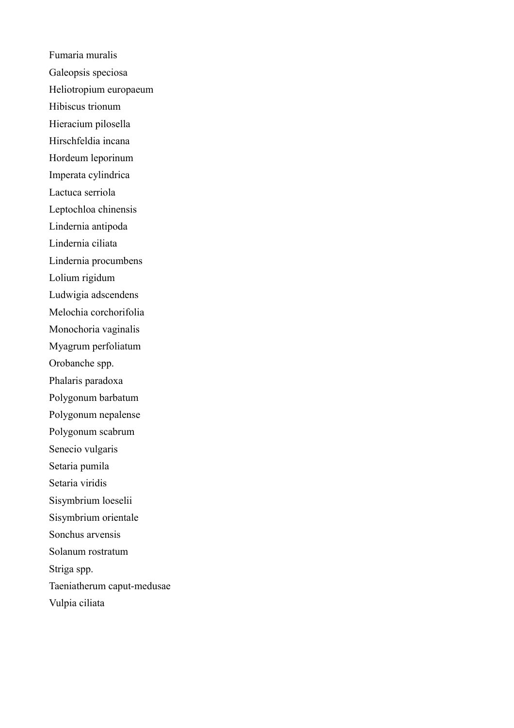Fumaria muralis

Galeopsis speciosa

Heliotropium europaeum

Hibiscus trionum

Hieracium pilosella

Hirschfeldia incana

Hordeum leporinum

Imperata cylindrica

Lactuca serriola

Leptochloa chinensis

Lindernia antipoda

Lindernia ciliata

Lindernia procumbens

Lolium rigidum

Ludwigia adscendens

Melochia corchorifolia

Monochoria vaginalis

Myagrum perfoliatum

Orobanche spp.

Phalaris paradoxa

Polygonum barbatum

Polygonum nepalense

Polygonum scabrum

Senecio vulgaris

Setaria pumila

Setaria viridis

Sisymbrium loeselii

Sisymbrium orientale

Sonchus arvensis

Solanum rostratum

Striga spp.

Taeniatherum caput-medusae

Vulpia ciliata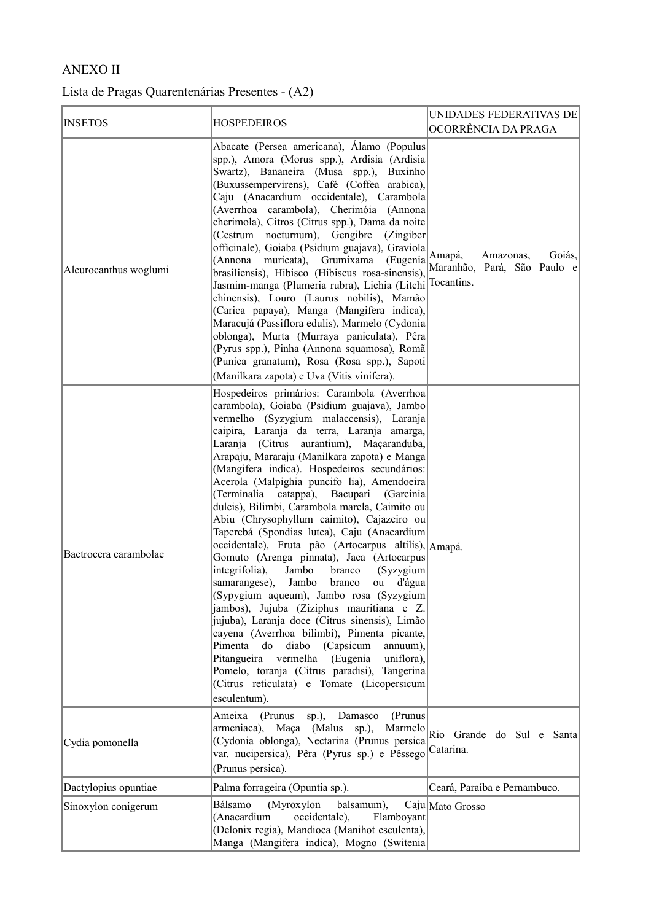ANEXO II

Lista de Pragas Quarentenárias Presentes - (A2)

| INSETOS | HOSPEDEIROS | UNIDADES FEDERATIVAS DE OCORRÊNCIA DA PRAGA |
|---|---|---|
| Aleurocanthus woglumi | Abacate (Persea americana), Álamo (Populus spp.), Amora (Morus spp.), Ardisia (Ardisia Swartz), Bananeira (Musa spp.), Buxinho (Buxussempervirens), Café (Coffea arabica), Caju (Anacardium occidentale), Carambola (Averrhoa carambola), Cherimóia (Annona cherimola), Citros (Citrus spp.), Dama da noite (Cestrum nocturnum), Gengibre (Zingiber officinale), Goiaba (Psidium guajava), Graviola (Annona muricata), Grumixama (Eugenia brasiliensis), Hibisco (Hibiscus rosa-sinensis), Jasmim-manga (Plumeria rubra), Lichia (Litchi chinensis), Louro (Laurus nobilis), Mamão (Carica papaya), Manga (Mangifera indica), Maracujá (Passiflora edulis), Marmelo (Cydonia oblonga), Murta (Murraya paniculata), Pêra (Pyrus spp.), Pinha (Annona squamosa), Romã (Punica granatum), Rosa (Rosa spp.), Sapoti (Manilkara zapota) e Uva (Vitis vinifera). | Amapá, Amazonas, Goiás, Maranhão, Pará, São Paulo e Tocantins. |
| Bactrocera carambolae | Hospedeiros primários: Carambola (Averrhoa carambola), Goiaba (Psidium guajava), Jambo vermelho (Syzygium malaccensis), Laranja caipira, Laranja da terra, Laranja amarga, Laranja (Citrus aurantium), Maçaranduba, Arapaju, Mararaju (Manilkara zapota) e Manga (Mangifera indica). Hospedeiros secundários: Acerola (Malpighia puncifo lia), Amendoeira (Terminalia catappa), Bacupari (Garcinia dulcis), Bilimbi, Carambola marela, Caimito ou Abiu (Chrysophyllum caimito), Cajazeiro ou Taperebá (Spondias lutea), Caju (Anacardium occidentale), Fruta pão (Artocarpus altilis), Gomuto (Arenga pinnata), Jaca (Artocarpus integrifolia), Jambo branco (Syzygium samarangese), Jambo branco ou d'água (Sypygium aqueum), Jambo rosa (Syzygium jambos), Jujuba (Ziziphus mauritiana e Z. jujuba), Laranja doce (Citrus sinensis), Limão cayena (Averrhoa bilimbi), Pimenta picante, Pimenta do diabo (Capsicum annuum), Pitangueira vermelha (Eugenia uniflora), Pomelo, toranja (Citrus paradisi), Tangerina (Citrus reticulata) e Tomate (Licopersicum esculentum). | Amapá. |
| Cydia pomonella | Ameixa (Prunus sp.), Damasco (Prunus armeniaca), Maça (Malus sp.), Marmelo (Cydonia oblonga), Nectarina (Prunus persica var. nucipersica), Pêra (Pyrus sp.) e Pêssego (Prunus persica). | Rio Grande do Sul e Santa Catarina. |
| Dactylopius opuntiae | Palma forrageira (Opuntia sp.). | Ceará, Paraíba e Pernambuco. |
| Sinoxylon conigerum | Bálsamo (Myroxylon balsamum), Caju (Anacardium occidentale), Flamboyant (Delonix regia), Mandioca (Manihot esculenta), Manga (Mangifera indica), Mogno (Switenia | Mato Grosso |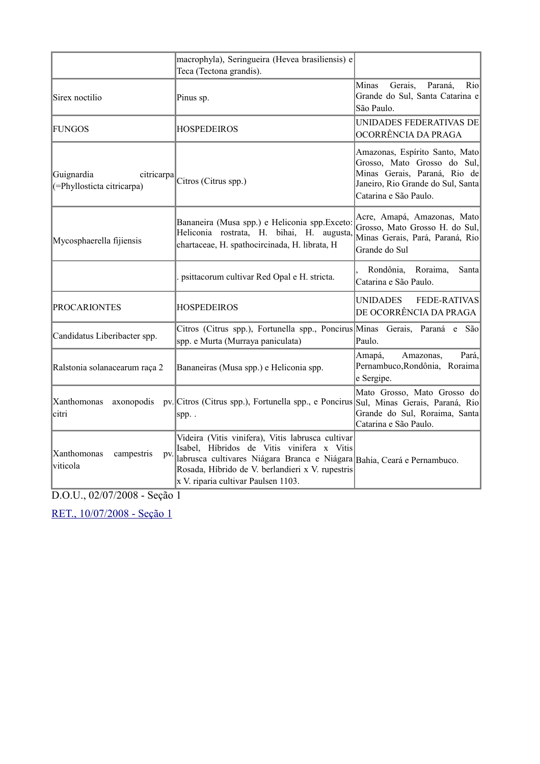| | | |
|---|---|---|
| | macrophyla), Seringueira (Hevea brasiliensis) e Teca (Tectona grandis). | |
| Sirex noctilio | Pinus sp. | Minas Gerais, Paraná, Rio Grande do Sul, Santa Catarina e São Paulo. |
| FUNGOS | HOSPEDEIROS | UNIDADES FEDERATIVAS DE OCORRÊNCIA DA PRAGA |
| Guignardia citricarpa (=Phyllosticta citricarpa) | Citros (Citrus spp.) | Amazonas, Espírito Santo, Mato Grosso, Mato Grosso do Sul, Minas Gerais, Paraná, Rio de Janeiro, Rio Grande do Sul, Santa Catarina e São Paulo. |
| Mycosphaerella fijiensis | Bananeira (Musa spp.) e Heliconia spp.Exceto: Heliconia rostrata, H. bihai, H. augusta, chartaceae, H. spathocircinada, H. librata, H | Acre, Amapá, Amazonas, Mato Grosso, Mato Grosso H. do Sul, Minas Gerais, Pará, Paraná, Rio Grande do Sul |
| | . psittacorum cultivar Red Opal e H. stricta. | , Rondônia, Roraima, Santa Catarina e São Paulo. |
| PROCARIONTES | HOSPEDEIROS | UNIDADES FEDE-RATIVAS DE OCORRÊNCIA DA PRAGA |
| Candidatus Liberibacter spp. | Citros (Citrus spp.), Fortunella spp., Poncirus spp. e Murta (Murraya paniculata) | Minas Gerais, Paraná e São Paulo. |
| Ralstonia solanacearum raça 2 | Bananeiras (Musa spp.) e Heliconia spp. | Amapá, Amazonas, Pará, Pernambuco,Rondônia, Roraima e Sergipe. |
| Xanthomonas axonopodis pv. citri | Citros (Citrus spp.), Fortunella spp., e Poncirus spp. . | Mato Grosso, Mato Grosso do Sul, Minas Gerais, Paraná, Rio Grande do Sul, Roraima, Santa Catarina e São Paulo. |
| Xanthomonas campestris pv. viticola | Videira (Vitis vinifera), Vitis labrusca cultivar Isabel, Híbridos de Vitis vinifera x Vitis labrusca cultivares Niágara Branca e Niágara Rosada, Híbrido de V. berlandieri x V. rupestris x V. riparia cultivar Paulsen 1103. | Bahia, Ceará e Pernambuco. |

D.O.U., 02/07/2008 - Seção 1

RET., 10/07/2008 - Seção 1